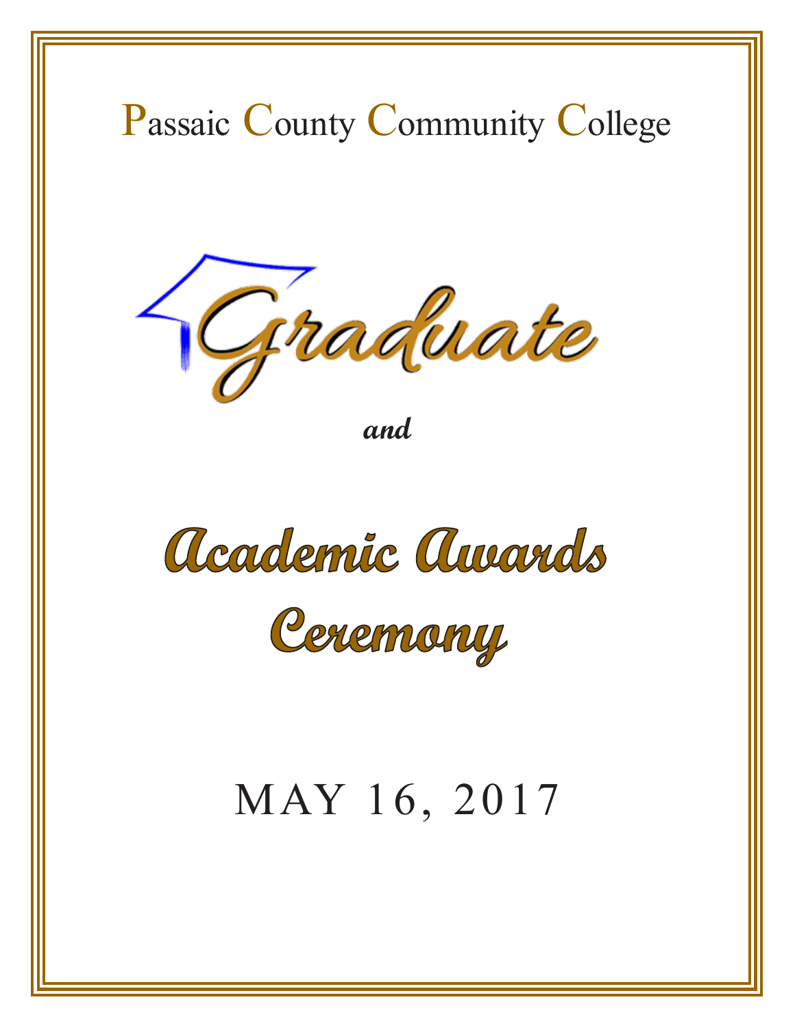# Passaic County Community College

## Graduate

*and*

## Academic Awards Ceremony

MAY 16, 2017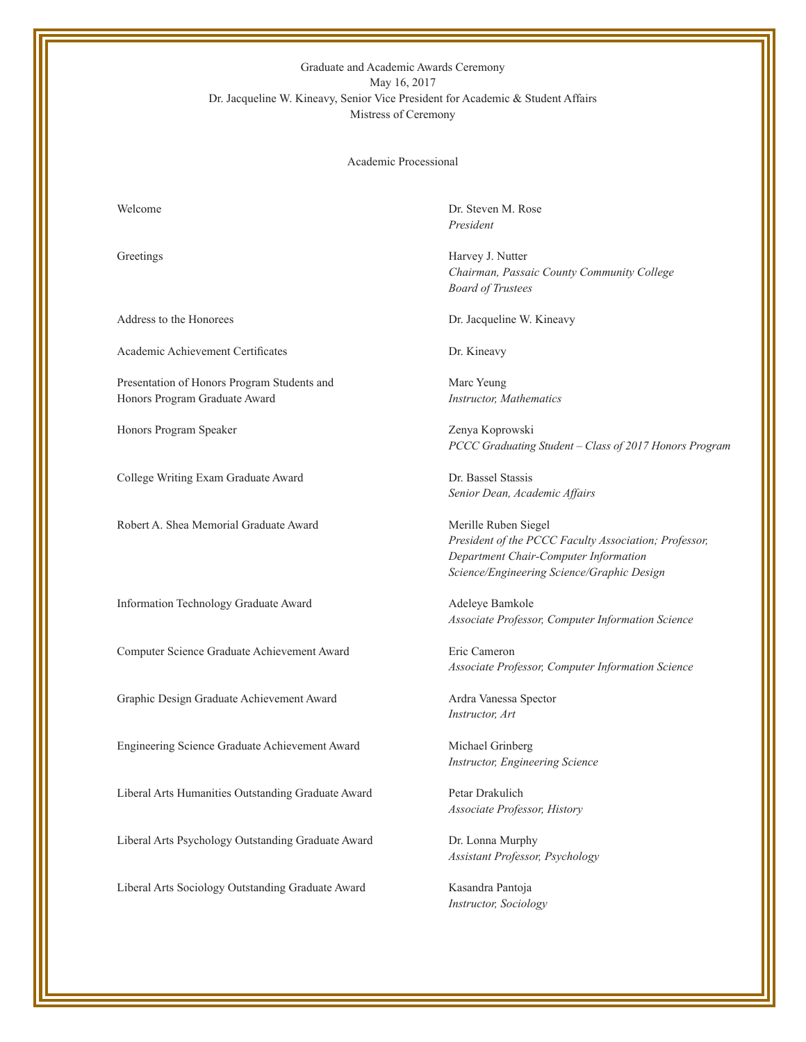Graduate and Academic Awards Ceremony
May 16, 2017
Dr. Jacqueline W. Kineavy, Senior Vice President for Academic & Student Affairs
Mistress of Ceremony

Academic Processional

| | |
|---|---|
| Welcome | Dr. Steven M. Rose<br>*President* |
| Greetings | Harvey J. Nutter<br>*Chairman, Passaic County Community College Board of Trustees* |
| Address to the Honorees | Dr. Jacqueline W. Kineavy |
| Academic Achievement Certificates | Dr. Kineavy |
| Presentation of Honors Program Students and Honors Program Graduate Award | Marc Yeung<br>*Instructor, Mathematics* |
| Honors Program Speaker | Zenya Koprowski<br>*PCCC Graduating Student – Class of 2017 Honors Program* |
| College Writing Exam Graduate Award | Dr. Bassel Stassis<br>*Senior Dean, Academic Affairs* |
| Robert A. Shea Memorial Graduate Award | Merille Ruben Siegel<br>*President of the PCCC Faculty Association; Professor, Department Chair-Computer Information Science/Engineering Science/Graphic Design* |
| Information Technology Graduate Award | Adeleye Bamkole<br>*Associate Professor, Computer Information Science* |
| Computer Science Graduate Achievement Award | Eric Cameron<br>*Associate Professor, Computer Information Science* |
| Graphic Design Graduate Achievement Award | Ardra Vanessa Spector<br>*Instructor, Art* |
| Engineering Science Graduate Achievement Award | Michael Grinberg<br>*Instructor, Engineering Science* |
| Liberal Arts Humanities Outstanding Graduate Award | Petar Drakulich<br>*Associate Professor, History* |
| Liberal Arts Psychology Outstanding Graduate Award | Dr. Lonna Murphy<br>*Assistant Professor, Psychology* |
| Liberal Arts Sociology Outstanding Graduate Award | Kasandra Pantoja<br>*Instructor, Sociology* |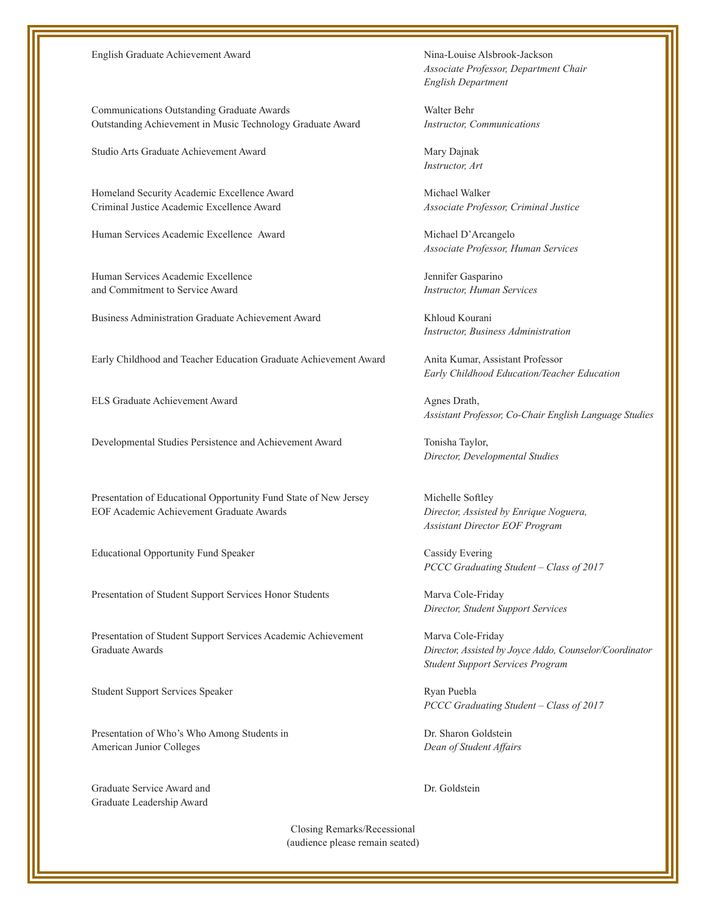English Graduate Achievement Award — Nina-Louise Alsbrook-Jackson
*Associate Professor, Department Chair*
*English Department*

Communications Outstanding Graduate Awards
Outstanding Achievement in Music Technology Graduate Award — Walter Behr
*Instructor, Communications*

Studio Arts Graduate Achievement Award — Mary Dajnak
*Instructor, Art*

Homeland Security Academic Excellence Award
Criminal Justice Academic Excellence Award — Michael Walker
*Associate Professor, Criminal Justice*

Human Services Academic Excellence Award — Michael D'Arcangelo
*Associate Professor, Human Services*

Human Services Academic Excellence
and Commitment to Service Award — Jennifer Gasparino
*Instructor, Human Services*

Business Administration Graduate Achievement Award — Khloud Kourani
*Instructor, Business Administration*

Early Childhood and Teacher Education Graduate Achievement Award — Anita Kumar, Assistant Professor
*Early Childhood Education/Teacher Education*

ELS Graduate Achievement Award — Agnes Drath,
*Assistant Professor, Co-Chair English Language Studies*

Developmental Studies Persistence and Achievement Award — Tonisha Taylor,
*Director, Developmental Studies*

Presentation of Educational Opportunity Fund State of New Jersey
EOF Academic Achievement Graduate Awards — Michelle Softley
*Director, Assisted by Enrique Noguera,*
*Assistant Director EOF Program*

Educational Opportunity Fund Speaker — Cassidy Evering
*PCCC Graduating Student – Class of 2017*

Presentation of Student Support Services Honor Students — Marva Cole-Friday
*Director, Student Support Services*

Presentation of Student Support Services Academic Achievement
Graduate Awards — Marva Cole-Friday
*Director, Assisted by Joyce Addo, Counselor/Coordinator*
*Student Support Services Program*

Student Support Services Speaker — Ryan Puebla
*PCCC Graduating Student – Class of 2017*

Presentation of Who's Who Among Students in
American Junior Colleges — Dr. Sharon Goldstein
*Dean of Student Affairs*

Graduate Service Award and
Graduate Leadership Award — Dr. Goldstein

Closing Remarks/Recessional
(audience please remain seated)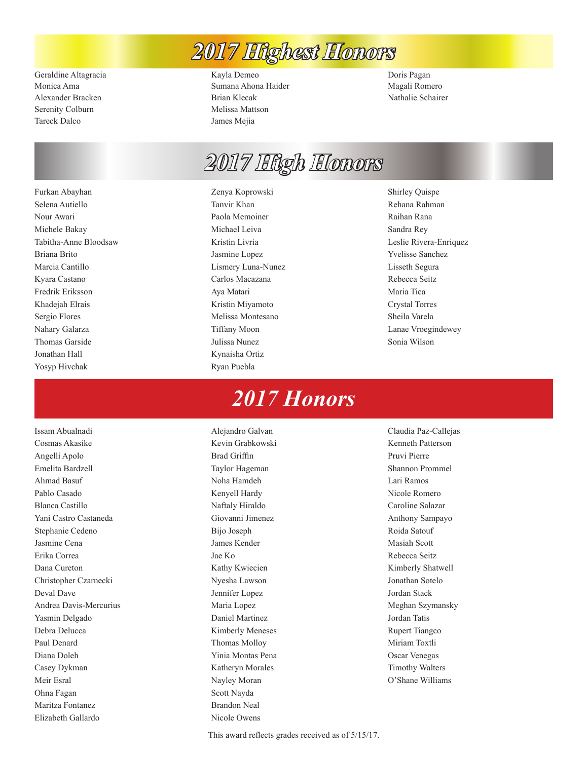## *2017 Highest Honors*

Geraldine Altagracia
Monica Ama
Alexander Bracken
Serenity Colburn
Tareck Dalco
Kayla Demeo
Sumana Ahona Haider
Brian Klecak
Melissa Mattson
James Mejia
Doris Pagan
Magali Romero
Nathalie Schairer

## *2017 High Honors*

Furkan Abayhan
Selena Autiello
Nour Awari
Michele Bakay
Tabitha-Anne Bloodsaw
Briana Brito
Marcia Cantillo
Kyara Castano
Fredrik Eriksson
Khadejah Elrais
Sergio Flores
Nahary Galarza
Thomas Garside
Jonathan Hall
Yosyp Hivchak
Zenya Koprowski
Tanvir Khan
Paola Memoiner
Michael Leiva
Kristin Livria
Jasmine Lopez
Lismery Luna-Nunez
Carlos Macazana
Aya Matari
Kristin Miyamoto
Melissa Montesano
Tiffany Moon
Julissa Nunez
Kynaisha Ortiz
Ryan Puebla
Shirley Quispe
Rehana Rahman
Raihan Rana
Sandra Rey
Leslie Rivera-Enriquez
Yvelisse Sanchez
Lisseth Segura
Rebecca Seitz
Maria Tica
Crystal Torres
Sheila Varela
Lanae Vroegindewey
Sonia Wilson

## *2017 Honors*

Issam Abualnadi
Cosmas Akasike
Angelli Apolo
Emelita Bardzell
Ahmad Basuf
Pablo Casado
Blanca Castillo
Yani Castro Castaneda
Stephanie Cedeno
Jasmine Cena
Erika Correa
Dana Cureton
Christopher Czarnecki
Deval Dave
Andrea Davis-Mercurius
Yasmin Delgado
Debra Delucca
Paul Denard
Diana Doleh
Casey Dykman
Meir Esral
Ohna Fagan
Maritza Fontanez
Elizabeth Gallardo
Alejandro Galvan
Kevin Grabkowski
Brad Griffin
Taylor Hageman
Noha Hamdeh
Kenyell Hardy
Naftaly Hiraldo
Giovanni Jimenez
Bijo Joseph
James Kender
Jae Ko
Kathy Kwiecien
Nyesha Lawson
Jennifer Lopez
Maria Lopez
Daniel Martinez
Kimberly Meneses
Thomas Molloy
Yinia Montas Pena
Katheryn Morales
Nayley Moran
Scott Nayda
Brandon Neal
Nicole Owens
Claudia Paz-Callejas
Kenneth Patterson
Pruvi Pierre
Shannon Prommel
Lari Ramos
Nicole Romero
Caroline Salazar
Anthony Sampayo
Roida Satouf
Masiah Scott
Rebecca Seitz
Kimberly Shatwell
Jonathan Sotelo
Jordan Stack
Meghan Szymansky
Jordan Tatis
Rupert Tiangco
Miriam Toxtli
Oscar Venegas
Timothy Walters
O'Shane Williams

This award reflects grades received as of 5/15/17.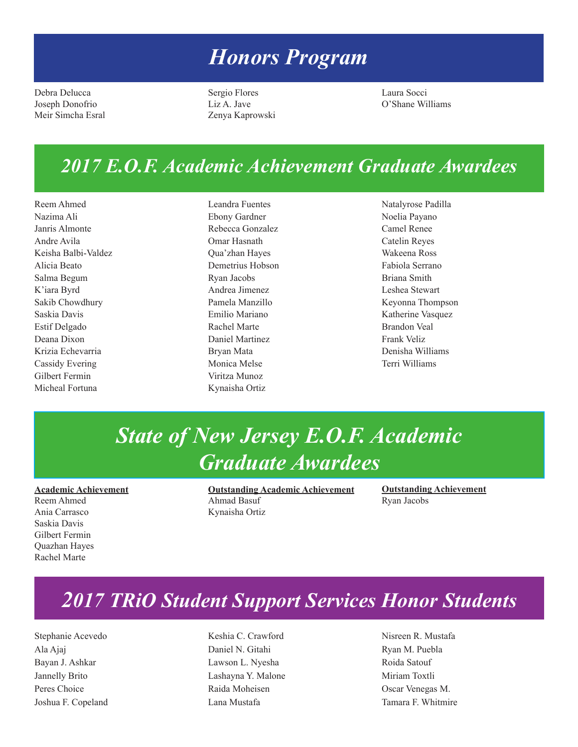# *Honors Program*

Debra Delucca
Joseph Donofrio
Meir Simcha Esral
Sergio Flores
Liz A. Jave
Zenya Kaprowski
Laura Socci
O'Shane Williams

# *2017 E.O.F. Academic Achievement Graduate Awardees*

Reem Ahmed
Nazima Ali
Janris Almonte
Andre Avila
Keisha Balbi-Valdez
Alicia Beato
Salma Begum
K'iara Byrd
Sakib Chowdhury
Saskia Davis
Estif Delgado
Deana Dixon
Krizia Echevarria
Cassidy Evering
Gilbert Fermin
Micheal Fortuna
Leandra Fuentes
Ebony Gardner
Rebecca Gonzalez
Omar Hasnath
Qua'zhan Hayes
Demetrius Hobson
Ryan Jacobs
Andrea Jimenez
Pamela Manzillo
Emilio Mariano
Rachel Marte
Daniel Martinez
Bryan Mata
Monica Melse
Viritza Munoz
Kynaisha Ortiz
Natalyrose Padilla
Noelia Payano
Camel Renee
Catelin Reyes
Wakeena Ross
Fabiola Serrano
Briana Smith
Leshea Stewart
Keyonna Thompson
Katherine Vasquez
Brandon Veal
Frank Veliz
Denisha Williams
Terri Williams

# *State of New Jersey E.O.F. Academic Graduate Awardees*

**Academic Achievement**
Reem Ahmed
Ania Carrasco
Saskia Davis
Gilbert Fermin
Quazhan Hayes
Rachel Marte

**Outstanding Academic Achievement**
Ahmad Basuf
Kynaisha Ortiz

**Outstanding Achievement**
Ryan Jacobs

# *2017 TRiO Student Support Services Honor Students*

Stephanie Acevedo
Ala Ajaj
Bayan J. Ashkar
Jannelly Brito
Peres Choice
Joshua F. Copeland
Keshia C. Crawford
Daniel N. Gitahi
Lawson L. Nyesha
Lashayna Y. Malone
Raida Moheisen
Lana Mustafa
Nisreen R. Mustafa
Ryan M. Puebla
Roida Satouf
Miriam Toxtli
Oscar Venegas M.
Tamara F. Whitmire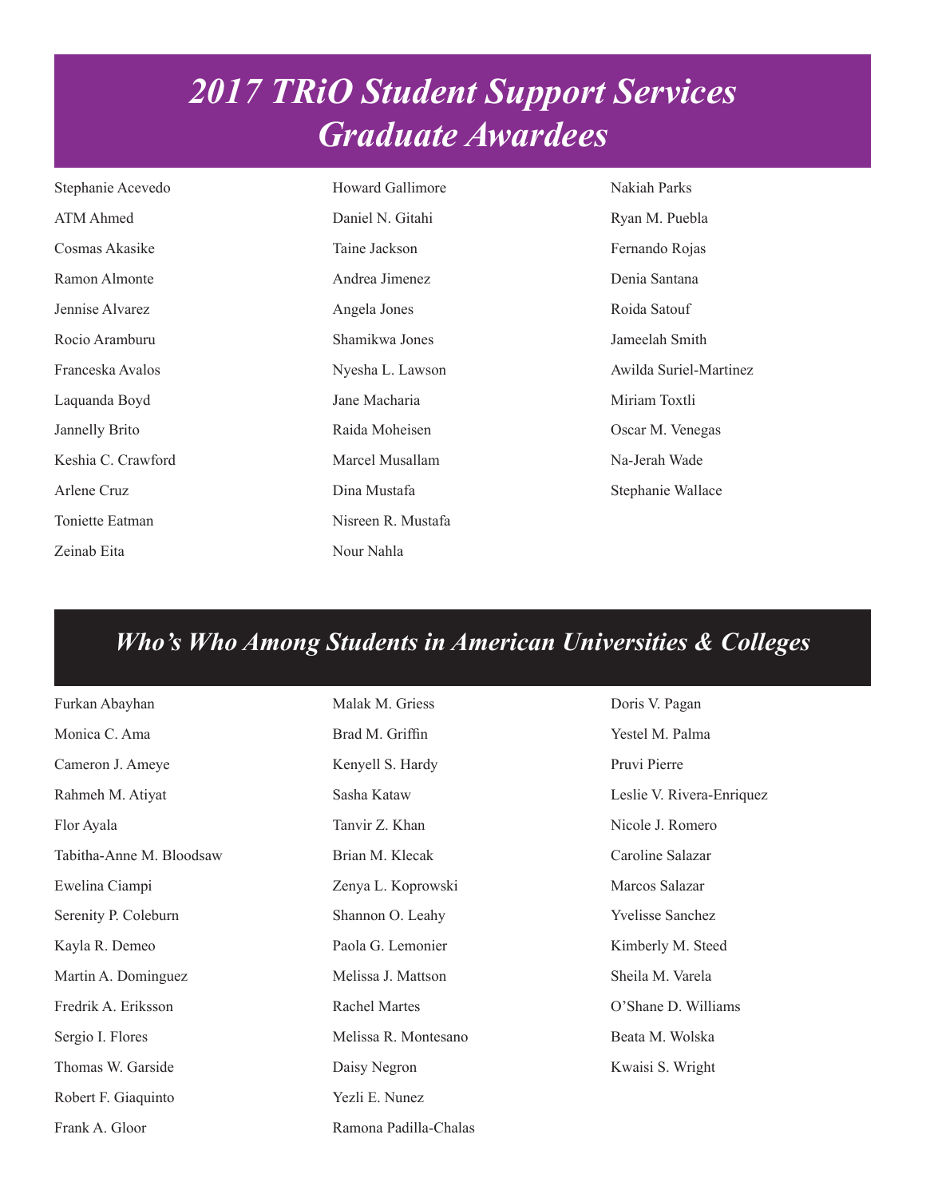# *2017 TRiO Student Support Services Graduate Awardees*

Stephanie Acevedo
ATM Ahmed
Cosmas Akasike
Ramon Almonte
Jennise Alvarez
Rocio Aramburu
Franceska Avalos
Laquanda Boyd
Jannelly Brito
Keshia C. Crawford
Arlene Cruz
Toniette Eatman
Zeinab Eita
Howard Gallimore
Daniel N. Gitahi
Taine Jackson
Andrea Jimenez
Angela Jones
Shamikwa Jones
Nyesha L. Lawson
Jane Macharia
Raida Moheisen
Marcel Musallam
Dina Mustafa
Nisreen R. Mustafa
Nour Nahla
Nakiah Parks
Ryan M. Puebla
Fernando Rojas
Denia Santana
Roida Satouf
Jameelah Smith
Awilda Suriel-Martinez
Miriam Toxtli
Oscar M. Venegas
Na-Jerah Wade
Stephanie Wallace

# *Who's Who Among Students in American Universities & Colleges*

Furkan Abayhan
Monica C. Ama
Cameron J. Ameye
Rahmeh M. Atiyat
Flor Ayala
Tabitha-Anne M. Bloodsaw
Ewelina Ciampi
Serenity P. Coleburn
Kayla R. Demeo
Martin A. Dominguez
Fredrik A. Eriksson
Sergio I. Flores
Thomas W. Garside
Robert F. Giaquinto
Frank A. Gloor
Malak M. Griess
Brad M. Griffin
Kenyell S. Hardy
Sasha Kataw
Tanvir Z. Khan
Brian M. Klecak
Zenya L. Koprowski
Shannon O. Leahy
Paola G. Lemonier
Melissa J. Mattson
Rachel Martes
Melissa R. Montesano
Daisy Negron
Yezli E. Nunez
Ramona Padilla-Chalas
Doris V. Pagan
Yestel M. Palma
Pruvi Pierre
Leslie V. Rivera-Enriquez
Nicole J. Romero
Caroline Salazar
Marcos Salazar
Yvelisse Sanchez
Kimberly M. Steed
Sheila M. Varela
O'Shane D. Williams
Beata M. Wolska
Kwaisi S. Wright